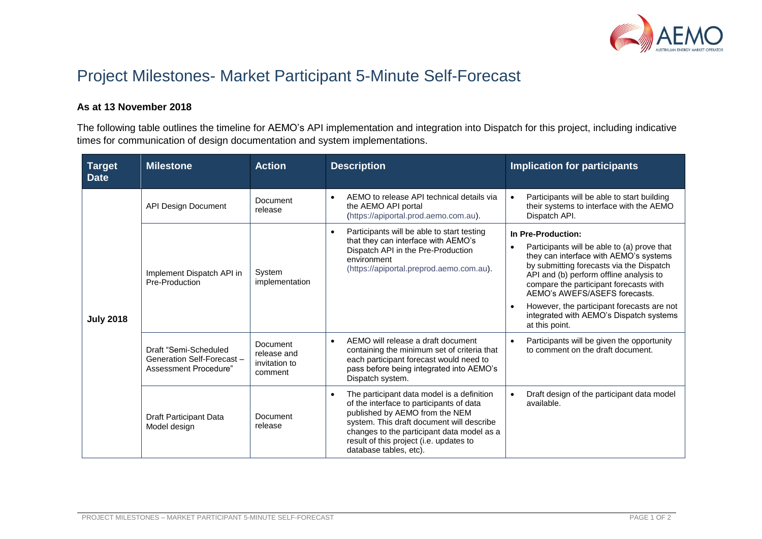# Project Milestones- Market Participant 5-Minute Self-Forecast

**As at 13 November 2018**

The following table outlines the timeline for AEMO's API implementation and integration into Dispatch for this project, including indicative times for communication of design documentation and system implementations.

| Target Date | Milestone | Action | Description | Implication for participants |
|---|---|---|---|---|
| **July 2018** | API Design Document | Document release | • AEMO to release API technical details via the AEMO API portal (https://apiportal.prod.aemo.com.au). | • Participants will be able to start building their systems to interface with the AEMO Dispatch API. |
| | Implement Dispatch API in Pre-Production | System implementation | • Participants will be able to start testing that they can interface with AEMO's Dispatch API in the Pre-Production environment (https://apiportal.preprod.aemo.com.au). | **In Pre-Production:** • Participants will be able to (a) prove that they can interface with AEMO's systems by submitting forecasts via the Dispatch API and (b) perform offline analysis to compare the participant forecasts with AEMO's AWEFS/ASEFS forecasts. • However, the participant forecasts are not integrated with AEMO's Dispatch systems at this point. |
| | Draft "Semi-Scheduled Generation Self-Forecast – Assessment Procedure" | Document release and invitation to comment | • AEMO will release a draft document containing the minimum set of criteria that each participant forecast would need to pass before being integrated into AEMO's Dispatch system. | • Participants will be given the opportunity to comment on the draft document. |
| | Draft Participant Data Model design | Document release | • The participant data model is a definition of the interface to participants of data published by AEMO from the NEM system. This draft document will describe changes to the participant data model as a result of this project (i.e. updates to database tables, etc). | • Draft design of the participant data model available. |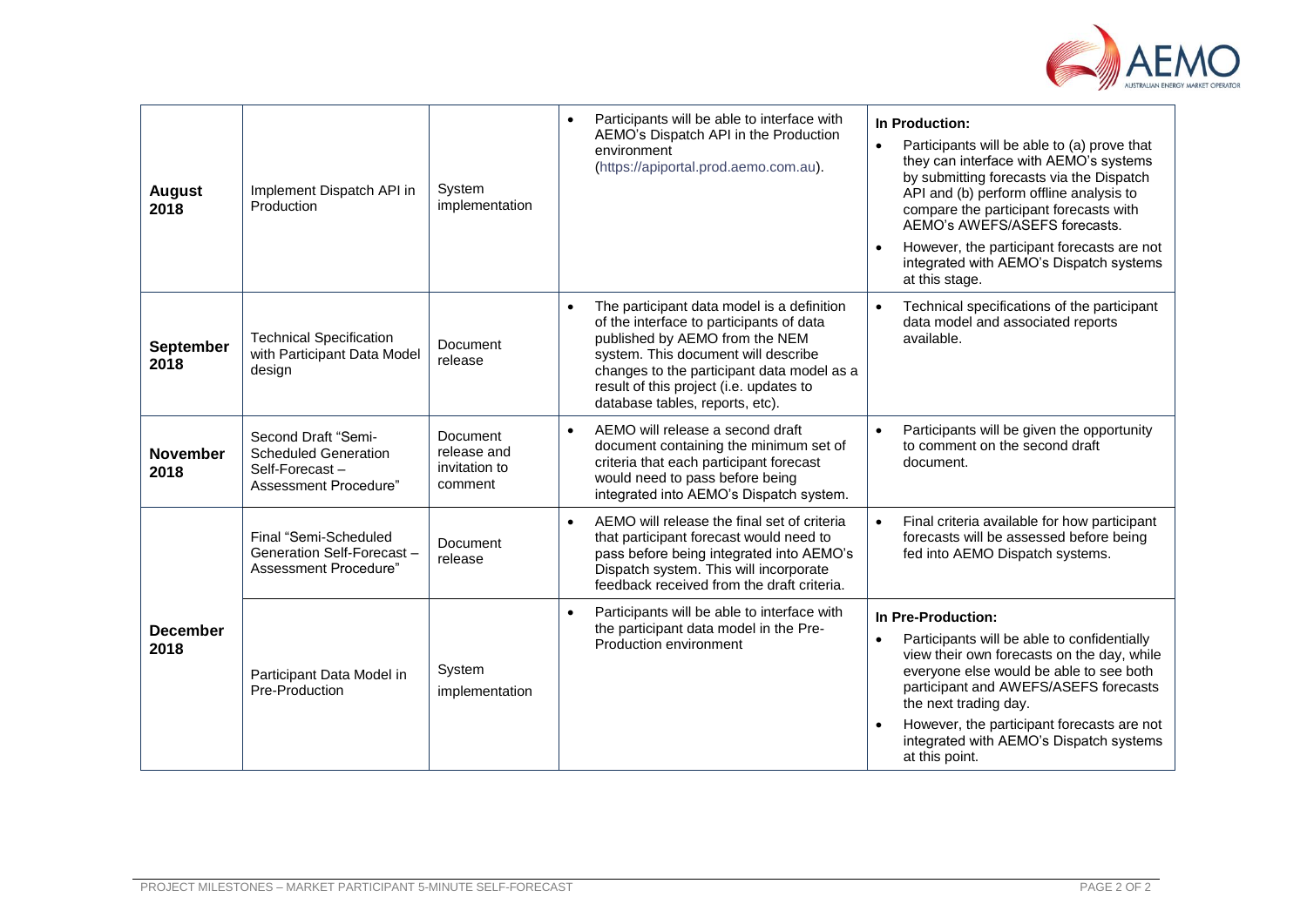| | | | | |
|---|---|---|---|---|
| **August 2018** | Implement Dispatch API in Production | System implementation | • Participants will be able to interface with AEMO's Dispatch API in the Production environment (https://apiportal.prod.aemo.com.au). | **In Production:**<br>• Participants will be able to (a) prove that they can interface with AEMO's systems by submitting forecasts via the Dispatch API and (b) perform offline analysis to compare the participant forecasts with AEMO's AWEFS/ASEFS forecasts.<br>• However, the participant forecasts are not integrated with AEMO's Dispatch systems at this stage. |
| **September 2018** | Technical Specification with Participant Data Model design | Document release | • The participant data model is a definition of the interface to participants of data published by AEMO from the NEM system. This document will describe changes to the participant data model as a result of this project (i.e. updates to database tables, reports, etc). | • Technical specifications of the participant data model and associated reports available. |
| **November 2018** | Second Draft "Semi-Scheduled Generation Self-Forecast – Assessment Procedure" | Document release and invitation to comment | • AEMO will release a second draft document containing the minimum set of criteria that each participant forecast would need to pass before being integrated into AEMO's Dispatch system. | • Participants will be given the opportunity to comment on the second draft document. |
| **December 2018** | Final "Semi-Scheduled Generation Self-Forecast – Assessment Procedure" | Document release | • AEMO will release the final set of criteria that participant forecast would need to pass before being integrated into AEMO's Dispatch system. This will incorporate feedback received from the draft criteria. | • Final criteria available for how participant forecasts will be assessed before being fed into AEMO Dispatch systems. |
| | Participant Data Model in Pre-Production | System implementation | • Participants will be able to interface with the participant data model in the Pre-Production environment | **In Pre-Production:**<br>• Participants will be able to confidentially view their own forecasts on the day, while everyone else would be able to see both participant and AWEFS/ASEFS forecasts the next trading day.<br>• However, the participant forecasts are not integrated with AEMO's Dispatch systems at this point. |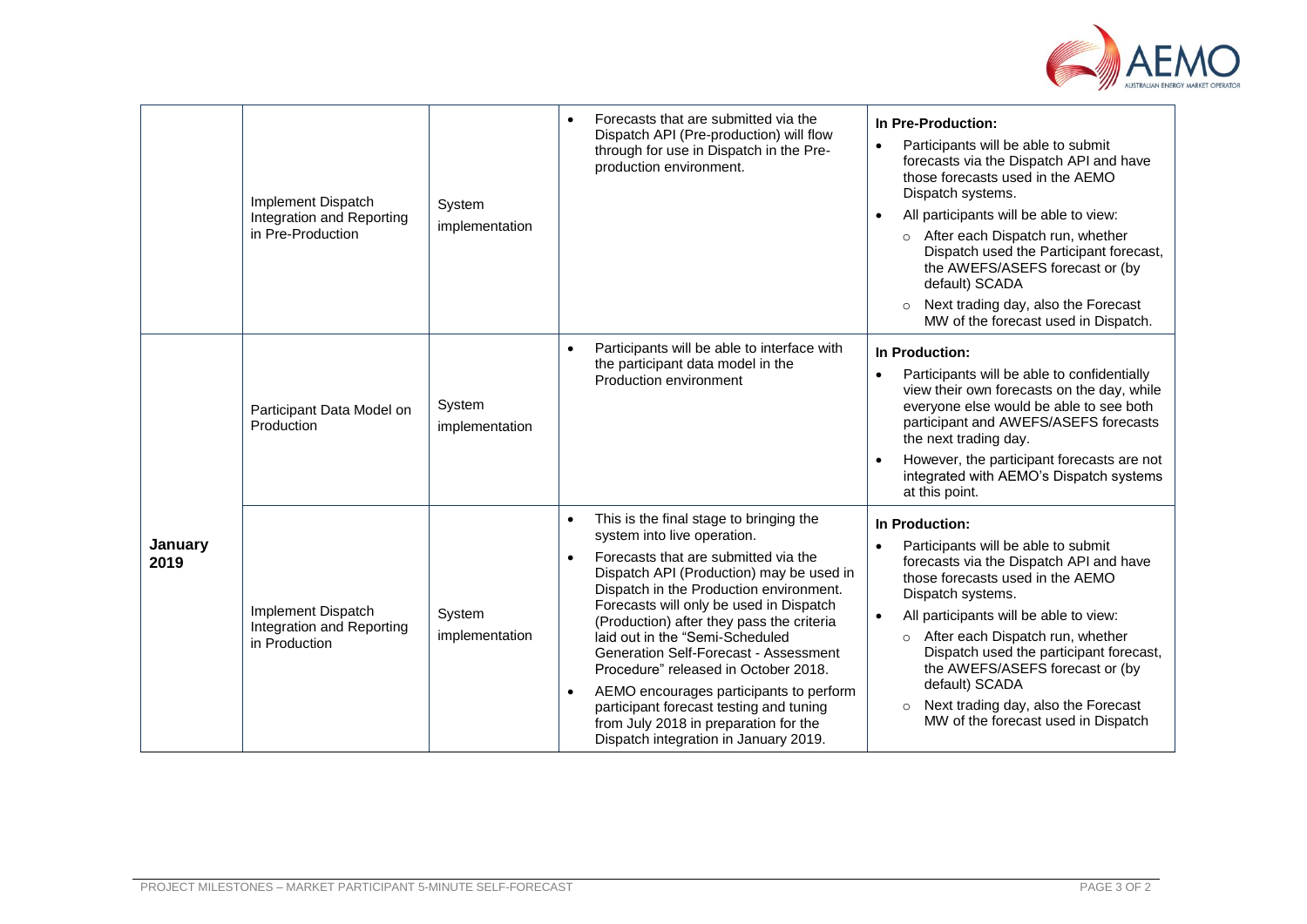| | | | | |
|---|---|---|---|---|
| | Implement Dispatch Integration and Reporting in Pre-Production | System implementation | • Forecasts that are submitted via the Dispatch API (Pre-production) will flow through for use in Dispatch in the Pre-production environment. | **In Pre-Production:**<br>• Participants will be able to submit forecasts via the Dispatch API and have those forecasts used in the AEMO Dispatch systems.<br>• All participants will be able to view:<br>  ○ After each Dispatch run, whether Dispatch used the Participant forecast, the AWEFS/ASEFS forecast or (by default) SCADA<br>  ○ Next trading day, also the Forecast MW of the forecast used in Dispatch. |
| **January 2019** | Participant Data Model on Production | System implementation | • Participants will be able to interface with the participant data model in the Production environment | **In Production:**<br>• Participants will be able to confidentially view their own forecasts on the day, while everyone else would be able to see both participant and AWEFS/ASEFS forecasts the next trading day.<br>• However, the participant forecasts are not integrated with AEMO's Dispatch systems at this point. |
| | Implement Dispatch Integration and Reporting in Production | System implementation | • This is the final stage to bringing the system into live operation.<br>• Forecasts that are submitted via the Dispatch API (Production) may be used in Dispatch in the Production environment. Forecasts will only be used in Dispatch (Production) after they pass the criteria laid out in the "Semi-Scheduled Generation Self-Forecast - Assessment Procedure" released in October 2018.<br>• AEMO encourages participants to perform participant forecast testing and tuning from July 2018 in preparation for the Dispatch integration in January 2019. | **In Production:**<br>• Participants will be able to submit forecasts via the Dispatch API and have those forecasts used in the AEMO Dispatch systems.<br>• All participants will be able to view:<br>  ○ After each Dispatch run, whether Dispatch used the participant forecast, the AWEFS/ASEFS forecast or (by default) SCADA<br>  ○ Next trading day, also the Forecast MW of the forecast used in Dispatch |